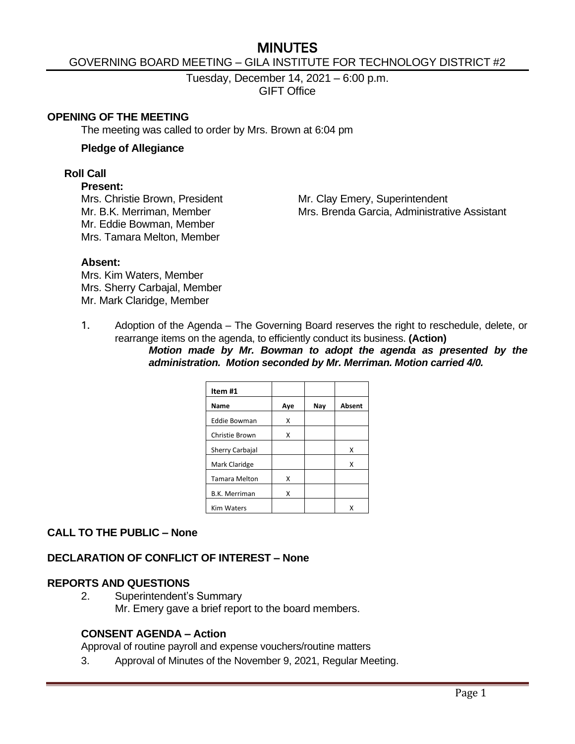# MINUTES

GOVERNING BOARD MEETING – GILA INSTITUTE FOR TECHNOLOGY DISTRICT #2

Tuesday, December 14, 2021 – 6:00 p.m.
GIFT Office

## OPENING OF THE MEETING

The meeting was called to order by Mrs. Brown at 6:04 pm

**Pledge of Allegiance**

### Roll Call

**Present:**

Mrs. Christie Brown, President
Mr. B.K. Merriman, Member
Mr. Eddie Bowman, Member
Mrs. Tamara Melton, Member

Mr. Clay Emery, Superintendent
Mrs. Brenda Garcia, Administrative Assistant

**Absent:**

Mrs. Kim Waters, Member
Mrs. Sherry Carbajal, Member
Mr. Mark Claridge, Member

1. Adoption of the Agenda – The Governing Board reserves the right to reschedule, delete, or rearrange items on the agenda, to efficiently conduct its business. **(Action)**

   ***Motion made by Mr. Bowman to adopt the agenda as presented by the administration. Motion seconded by Mr. Merriman. Motion carried 4/0.***

| Item #1 | | | |
|---|---|---|---|
| **Name** | **Aye** | **Nay** | **Absent** |
| Eddie Bowman | X | | |
| Christie Brown | X | | |
| Sherry Carbajal | | | X |
| Mark Claridge | | | X |
| Tamara Melton | X | | |
| B.K. Merriman | X | | |
| Kim Waters | | | X |

## CALL TO THE PUBLIC – None

## DECLARATION OF CONFLICT OF INTEREST – None

## REPORTS AND QUESTIONS

2. Superintendent's Summary
   Mr. Emery gave a brief report to the board members.

### CONSENT AGENDA – Action

Approval of routine payroll and expense vouchers/routine matters

3. Approval of Minutes of the November 9, 2021, Regular Meeting.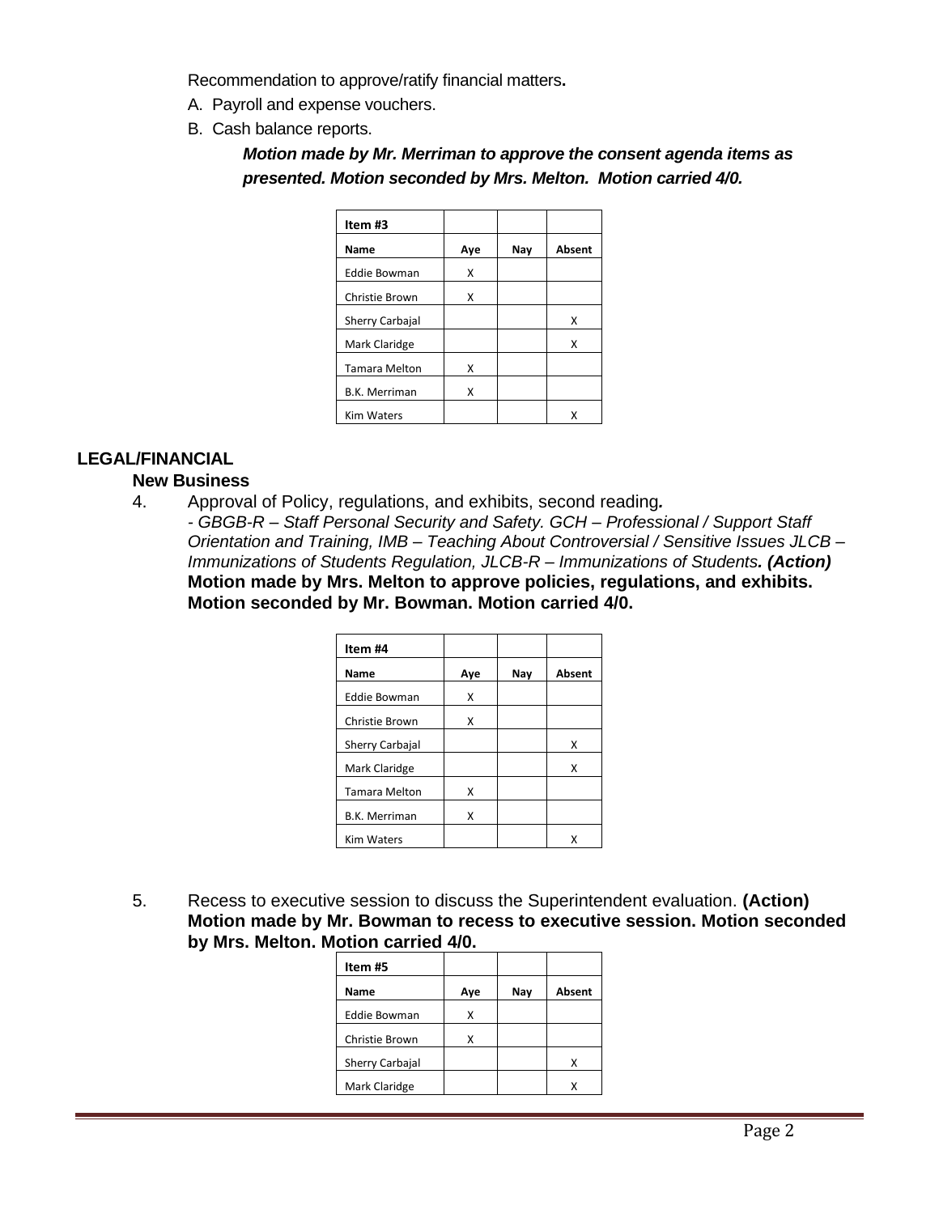Recommendation to approve/ratify financial matters**.**

A. Payroll and expense vouchers.
B. Cash balance reports.

***Motion made by Mr. Merriman to approve the consent agenda items as presented. Motion seconded by Mrs. Melton. Motion carried 4/0.***

| **Item #3** | | | |
|---|---|---|---|
| **Name** | **Aye** | **Nay** | **Absent** |
| Eddie Bowman | X | | |
| Christie Brown | X | | |
| Sherry Carbajal | | | X |
| Mark Claridge | | | X |
| Tamara Melton | X | | |
| B.K. Merriman | X | | |
| Kim Waters | | | X |

## LEGAL/FINANCIAL

### New Business

4. Approval of Policy, regulations, and exhibits, second reading***.***
*- GBGB-R – Staff Personal Security and Safety. GCH – Professional / Support Staff Orientation and Training, IMB – Teaching About Controversial / Sensitive Issues JLCB – Immunizations of Students Regulation, JLCB-R – Immunizations of Students**. (Action)***
**Motion made by Mrs. Melton to approve policies, regulations, and exhibits. Motion seconded by Mr. Bowman. Motion carried 4/0.**

| **Item #4** | | | |
|---|---|---|---|
| **Name** | **Aye** | **Nay** | **Absent** |
| Eddie Bowman | X | | |
| Christie Brown | X | | |
| Sherry Carbajal | | | X |
| Mark Claridge | | | X |
| Tamara Melton | X | | |
| B.K. Merriman | X | | |
| Kim Waters | | | X |

5. Recess to executive session to discuss the Superintendent evaluation. **(Action)**
**Motion made by Mr. Bowman to recess to executive session. Motion seconded by Mrs. Melton. Motion carried 4/0.**

| **Item #5** | | | |
|---|---|---|---|
| **Name** | **Aye** | **Nay** | **Absent** |
| Eddie Bowman | X | | |
| Christie Brown | X | | |
| Sherry Carbajal | | | X |
| Mark Claridge | | | X |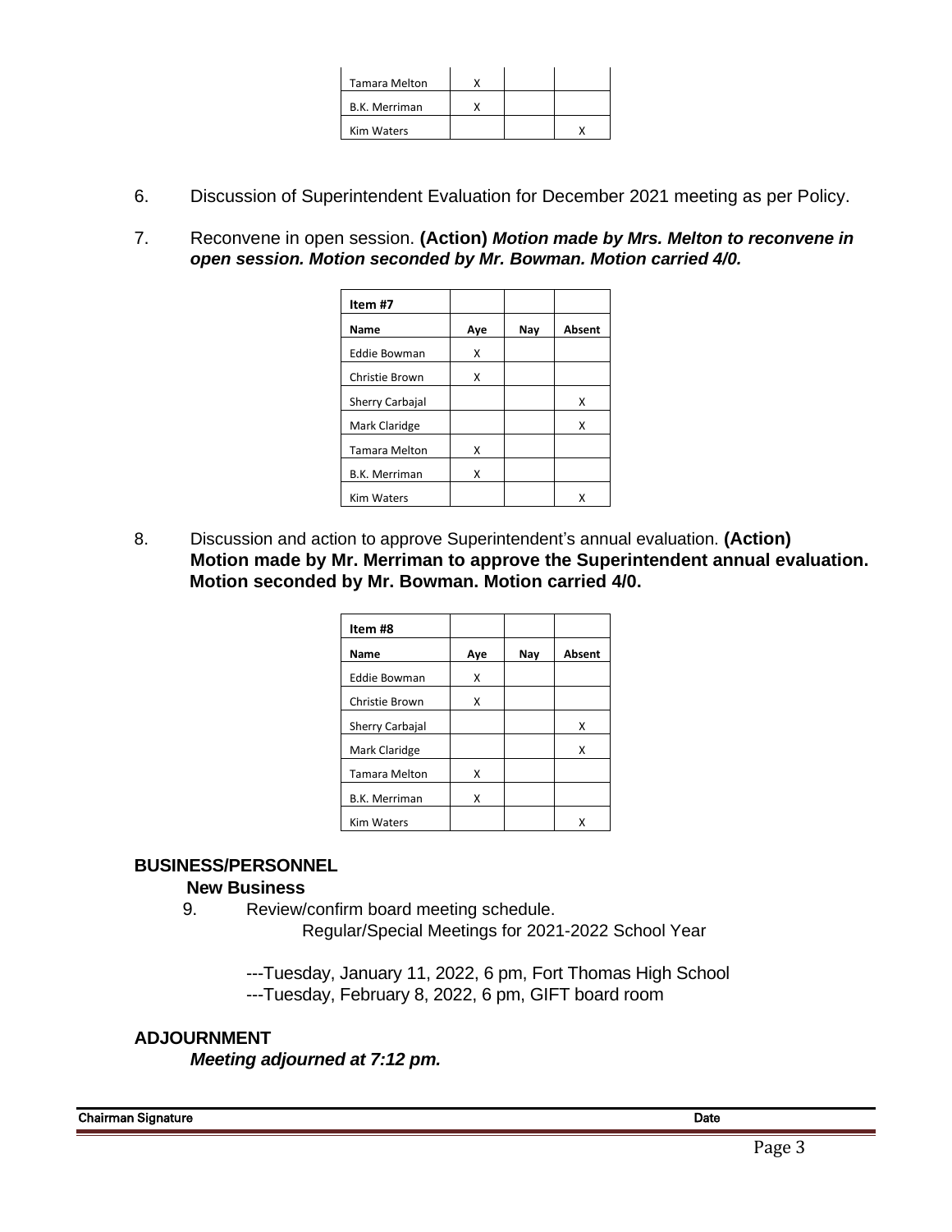| | | | |
|---|---|---|---|
| Tamara Melton | X | | |
| B.K. Merriman | X | | |
| Kim Waters | | | X |

6. Discussion of Superintendent Evaluation for December 2021 meeting as per Policy.

7. Reconvene in open session. **(Action)** ***Motion made by Mrs. Melton to reconvene in open session. Motion seconded by Mr. Bowman. Motion carried 4/0.***

| **Item #7** | | | |
|---|---|---|---|
| **Name** | **Aye** | **Nay** | **Absent** |
| Eddie Bowman | X | | |
| Christie Brown | X | | |
| Sherry Carbajal | | | X |
| Mark Claridge | | | X |
| Tamara Melton | X | | |
| B.K. Merriman | X | | |
| Kim Waters | | | X |

8. Discussion and action to approve Superintendent's annual evaluation. **(Action)** **Motion made by Mr. Merriman to approve the Superintendent annual evaluation. Motion seconded by Mr. Bowman. Motion carried 4/0.**

| **Item #8** | | | |
|---|---|---|---|
| **Name** | **Aye** | **Nay** | **Absent** |
| Eddie Bowman | X | | |
| Christie Brown | X | | |
| Sherry Carbajal | | | X |
| Mark Claridge | | | X |
| Tamara Melton | X | | |
| B.K. Merriman | X | | |
| Kim Waters | | | X |

## BUSINESS/PERSONNEL

### New Business

9. Review/confirm board meeting schedule.
   Regular/Special Meetings for 2021-2022 School Year

   ---Tuesday, January 11, 2022, 6 pm, Fort Thomas High School
   ---Tuesday, February 8, 2022, 6 pm, GIFT board room

## ADJOURNMENT

***Meeting adjourned at 7:12 pm.***

**Chairman Signature** **Date**